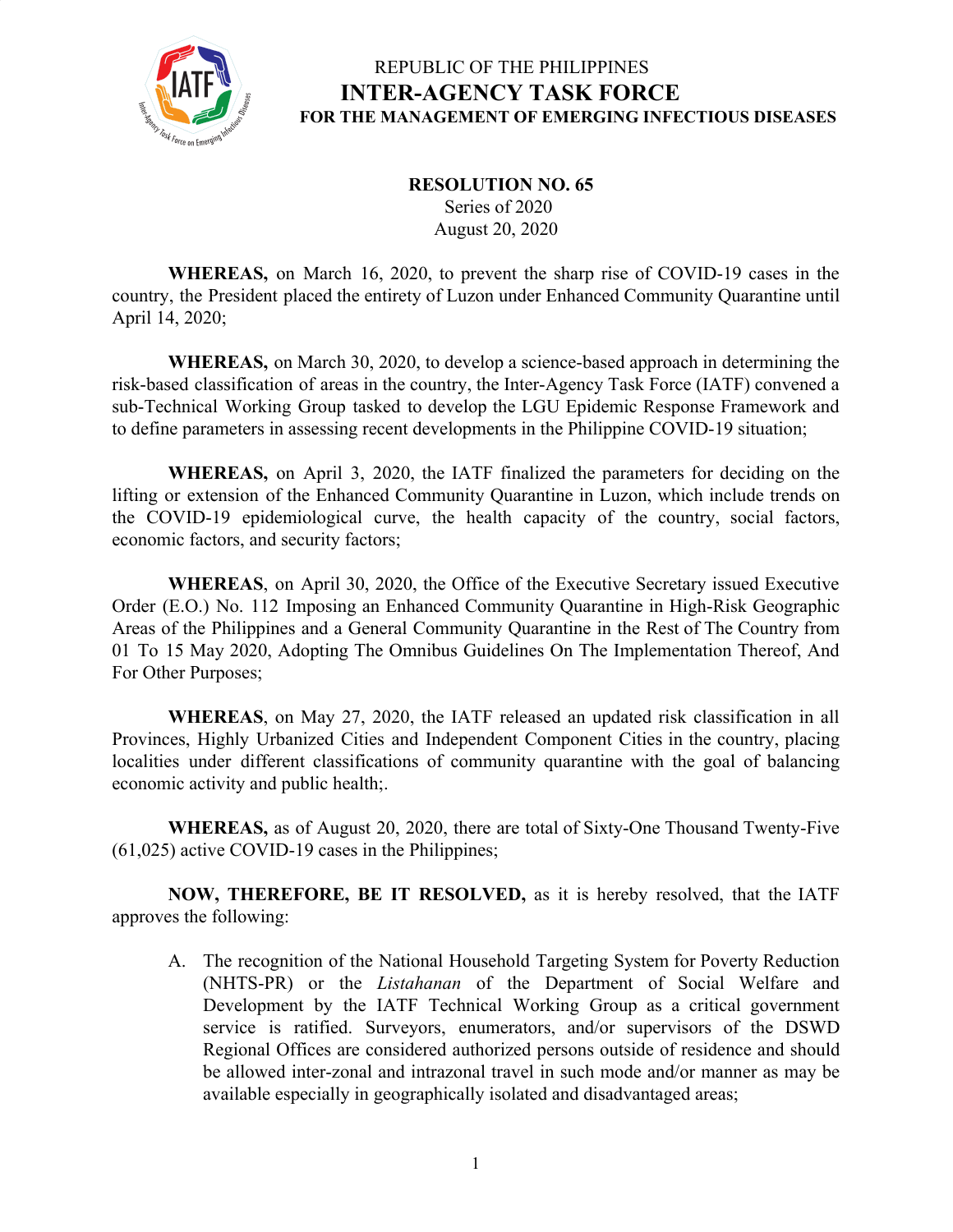REPUBLIC OF THE PHILIPPINES
**INTER-AGENCY TASK FORCE**
**FOR THE MANAGEMENT OF EMERGING INFECTIOUS DISEASES**

**RESOLUTION NO. 65**
Series of 2020
August 20, 2020

**WHEREAS,** on March 16, 2020, to prevent the sharp rise of COVID-19 cases in the country, the President placed the entirety of Luzon under Enhanced Community Quarantine until April 14, 2020;

**WHEREAS,** on March 30, 2020, to develop a science-based approach in determining the risk-based classification of areas in the country, the Inter-Agency Task Force (IATF) convened a sub-Technical Working Group tasked to develop the LGU Epidemic Response Framework and to define parameters in assessing recent developments in the Philippine COVID-19 situation;

**WHEREAS,** on April 3, 2020, the IATF finalized the parameters for deciding on the lifting or extension of the Enhanced Community Quarantine in Luzon, which include trends on the COVID-19 epidemiological curve, the health capacity of the country, social factors, economic factors, and security factors;

**WHEREAS**, on April 30, 2020, the Office of the Executive Secretary issued Executive Order (E.O.) No. 112 Imposing an Enhanced Community Quarantine in High-Risk Geographic Areas of the Philippines and a General Community Quarantine in the Rest of The Country from 01 To 15 May 2020, Adopting The Omnibus Guidelines On The Implementation Thereof, And For Other Purposes;

**WHEREAS**, on May 27, 2020, the IATF released an updated risk classification in all Provinces, Highly Urbanized Cities and Independent Component Cities in the country, placing localities under different classifications of community quarantine with the goal of balancing economic activity and public health;.

**WHEREAS,** as of August 20, 2020, there are total of Sixty-One Thousand Twenty-Five (61,025) active COVID-19 cases in the Philippines;

**NOW, THEREFORE, BE IT RESOLVED,** as it is hereby resolved, that the IATF approves the following:

A. The recognition of the National Household Targeting System for Poverty Reduction (NHTS-PR) or the *Listahanan* of the Department of Social Welfare and Development by the IATF Technical Working Group as a critical government service is ratified. Surveyors, enumerators, and/or supervisors of the DSWD Regional Offices are considered authorized persons outside of residence and should be allowed inter-zonal and intrazonal travel in such mode and/or manner as may be available especially in geographically isolated and disadvantaged areas;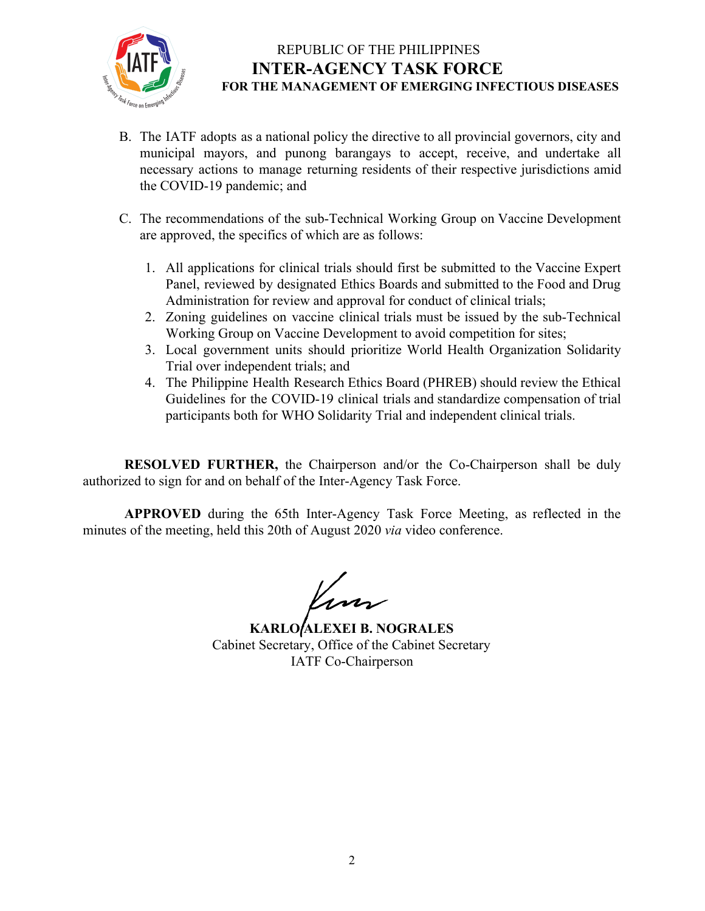REPUBLIC OF THE PHILIPPINES
**INTER-AGENCY TASK FORCE**
**FOR THE MANAGEMENT OF EMERGING INFECTIOUS DISEASES**

B. The IATF adopts as a national policy the directive to all provincial governors, city and municipal mayors, and punong barangays to accept, receive, and undertake all necessary actions to manage returning residents of their respective jurisdictions amid the COVID-19 pandemic; and

C. The recommendations of the sub-Technical Working Group on Vaccine Development are approved, the specifics of which are as follows:

   1. All applications for clinical trials should first be submitted to the Vaccine Expert Panel, reviewed by designated Ethics Boards and submitted to the Food and Drug Administration for review and approval for conduct of clinical trials;
   2. Zoning guidelines on vaccine clinical trials must be issued by the sub-Technical Working Group on Vaccine Development to avoid competition for sites;
   3. Local government units should prioritize World Health Organization Solidarity Trial over independent trials; and
   4. The Philippine Health Research Ethics Board (PHREB) should review the Ethical Guidelines for the COVID-19 clinical trials and standardize compensation of trial participants both for WHO Solidarity Trial and independent clinical trials.

**RESOLVED FURTHER,** the Chairperson and/or the Co-Chairperson shall be duly authorized to sign for and on behalf of the Inter-Agency Task Force.

**APPROVED** during the 65th Inter-Agency Task Force Meeting, as reflected in the minutes of the meeting, held this 20th of August 2020 *via* video conference.

**KARLO ALEXEI B. NOGRALES**
Cabinet Secretary, Office of the Cabinet Secretary
IATF Co-Chairperson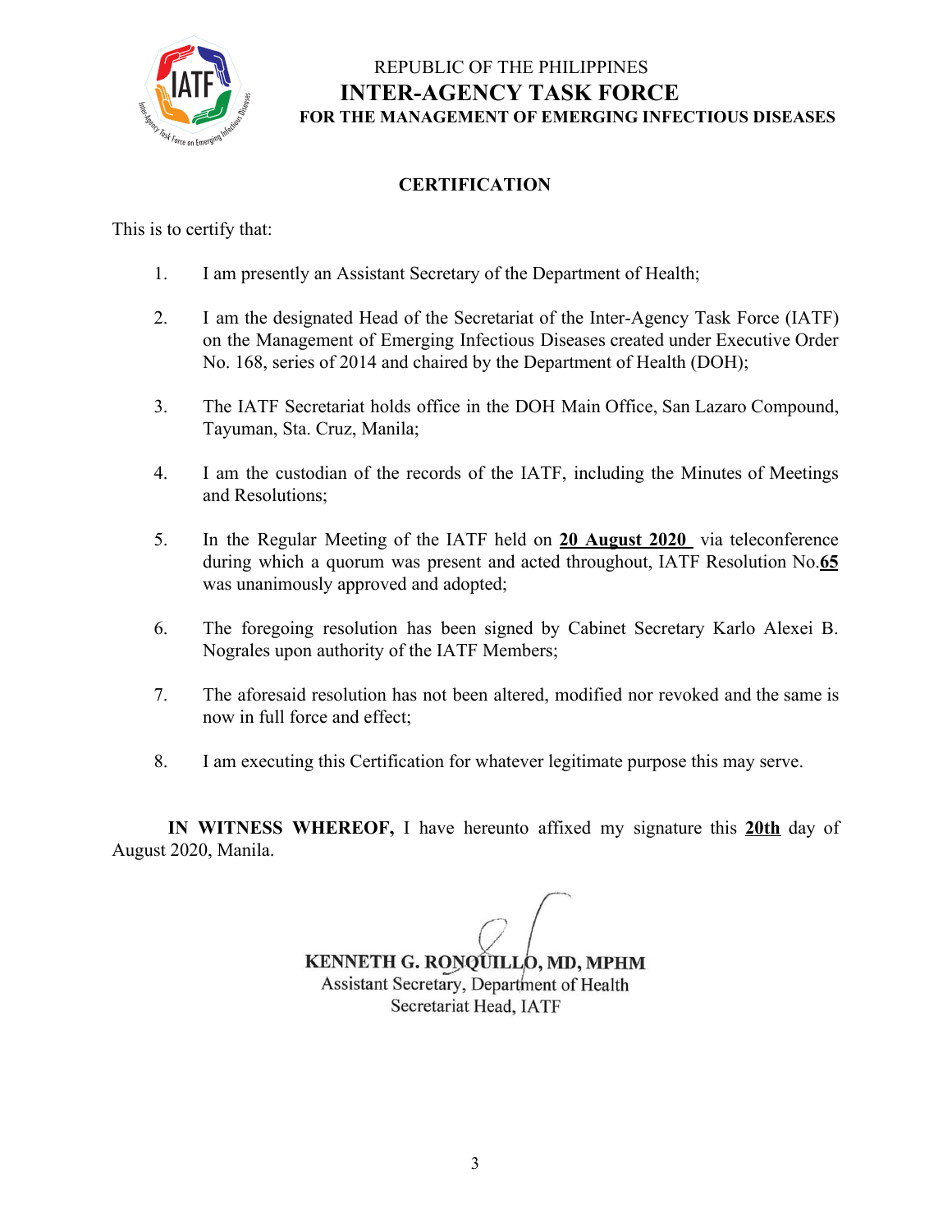REPUBLIC OF THE PHILIPPINES

**INTER-AGENCY TASK FORCE**

**FOR THE MANAGEMENT OF EMERGING INFECTIOUS DISEASES**

## CERTIFICATION

This is to certify that:

1. I am presently an Assistant Secretary of the Department of Health;

2. I am the designated Head of the Secretariat of the Inter-Agency Task Force (IATF) on the Management of Emerging Infectious Diseases created under Executive Order No. 168, series of 2014 and chaired by the Department of Health (DOH);

3. The IATF Secretariat holds office in the DOH Main Office, San Lazaro Compound, Tayuman, Sta. Cruz, Manila;

4. I am the custodian of the records of the IATF, including the Minutes of Meetings and Resolutions;

5. In the Regular Meeting of the IATF held on **20 August 2020** via teleconference during which a quorum was present and acted throughout, IATF Resolution No.**65** was unanimously approved and adopted;

6. The foregoing resolution has been signed by Cabinet Secretary Karlo Alexei B. Nograles upon authority of the IATF Members;

7. The aforesaid resolution has not been altered, modified nor revoked and the same is now in full force and effect;

8. I am executing this Certification for whatever legitimate purpose this may serve.

**IN WITNESS WHEREOF,** I have hereunto affixed my signature this **20th** day of August 2020, Manila.

**KENNETH G. RONQUILLO, MD, MPHM**
Assistant Secretary, Department of Health
Secretariat Head, IATF